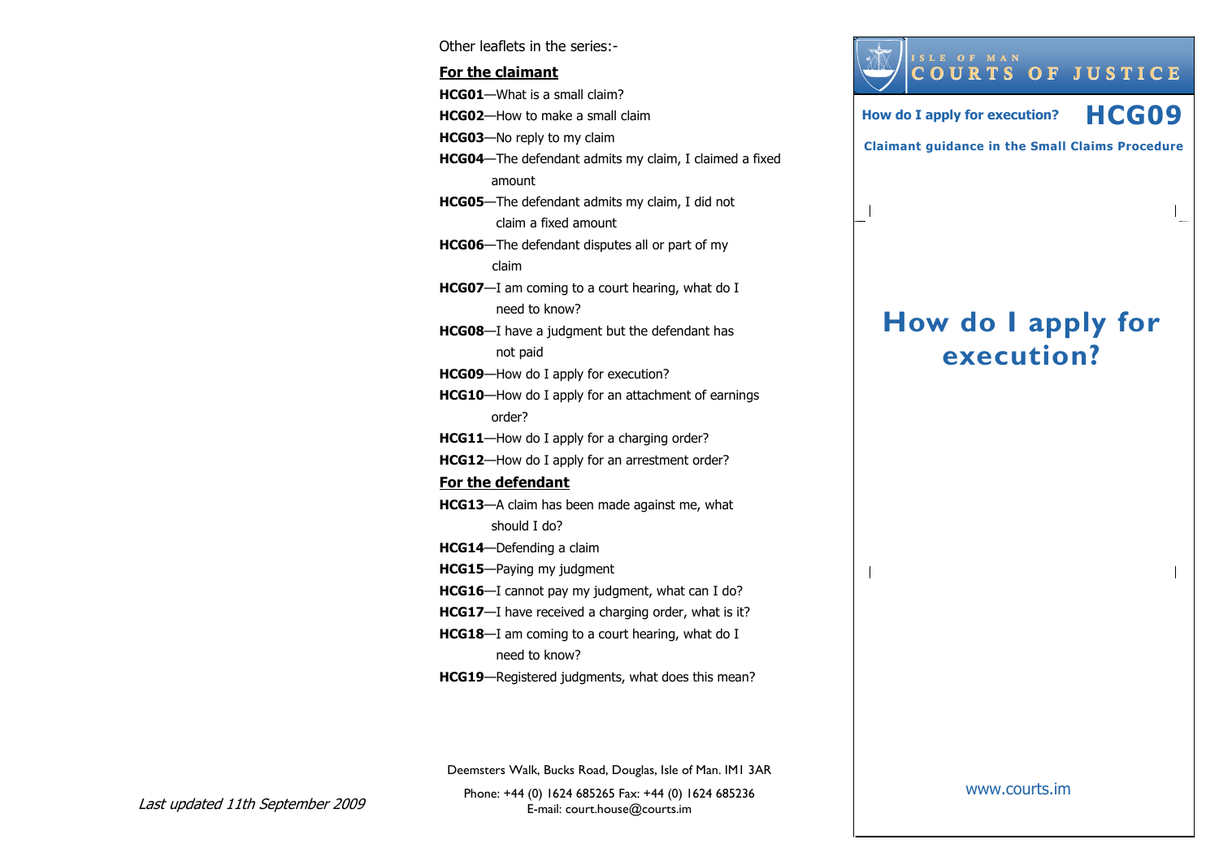Other leaflets in the series:-

**For the claimant**

**HCG01**—What is a small claim?

**HCG02**—How to make a small claim

**HCG03**—No reply to my claim

**HCG04**—The defendant admits my claim, I claimed a fixed amount

**HCG05**—The defendant admits my claim, I did not claim a fixed amount

**HCG06**—The defendant disputes all or part of my claim

**HCG07**—I am coming to a court hearing, what do I need to know?

**HCG08**—I have a judgment but the defendant has not paid

**HCG09**—How do I apply for execution?

**HCG10**—How do I apply for an attachment of earnings order?

**HCG11**—How do I apply for a charging order?

**HCG12**—How do I apply for an arrestment order?

**For the defendant**

**HCG13**—A claim has been made against me, what should I do?

**HCG14**—Defending a claim

**HCG15**—Paying my judgment

**HCG16**—I cannot pay my judgment, what can I do?

**HCG17**—I have received a charging order, what is it?

**HCG18**—I am coming to a court hearing, what do I need to know?

**HCG19**—Registered judgments, what does this mean?

Deemsters Walk, Bucks Road, Douglas, Isle of Man. IM1 3AR

Phone: +44 (0) 1624 685265 Fax: +44 (0) 1624 685236
E-mail: court.house@courts.im

*Last updated 11th September 2009*

ISLE OF MAN
COURTS OF JUSTICE

**How do I apply for execution?** **HCG09**

**Claimant guidance in the Small Claims Procedure**

# How do I apply for execution?

www.courts.im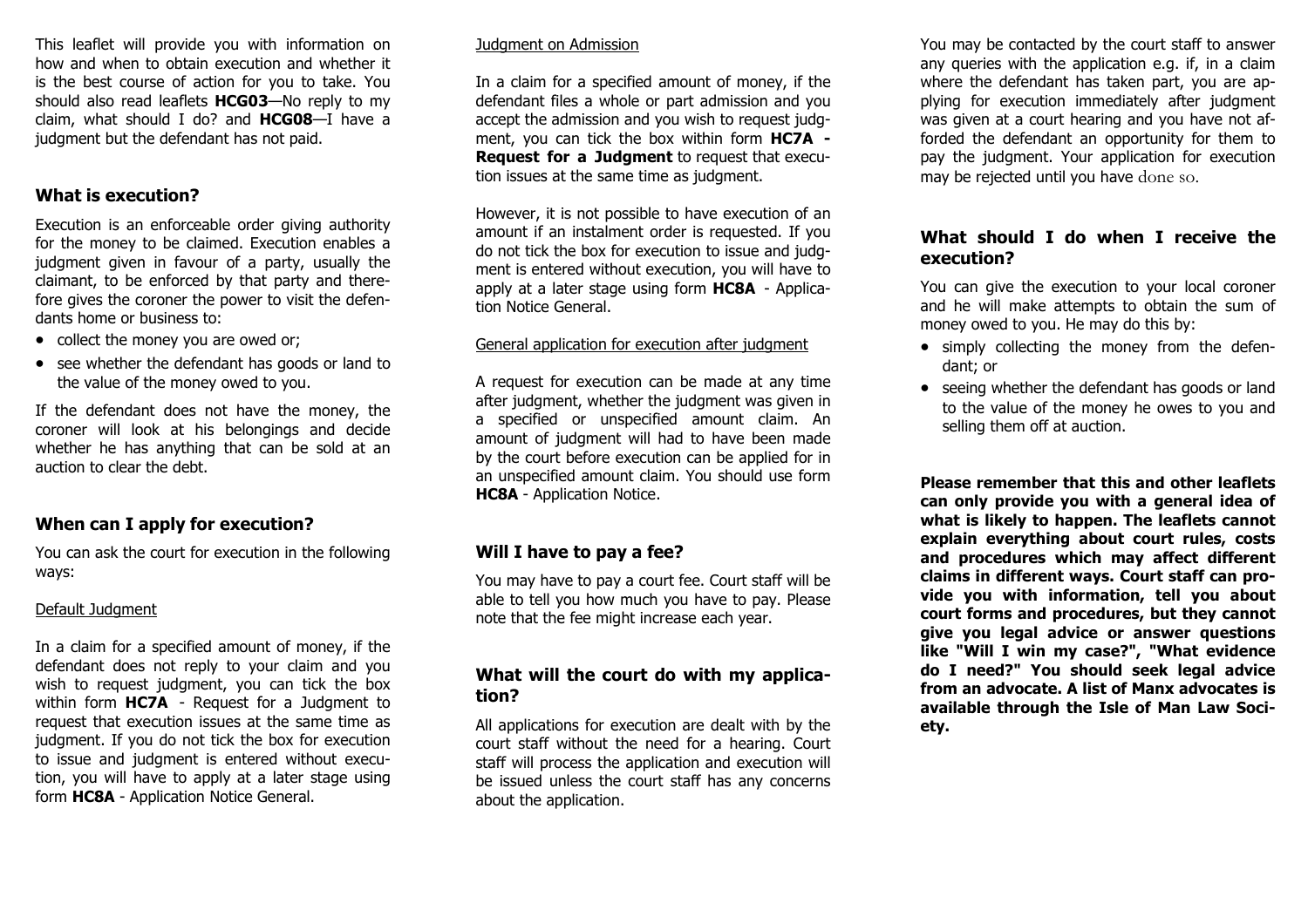This leaflet will provide you with information on how and when to obtain execution and whether it is the best course of action for you to take. You should also read leaflets **HCG03**—No reply to my claim, what should I do? and **HCG08**—I have a judgment but the defendant has not paid.

## What is execution?

Execution is an enforceable order giving authority for the money to be claimed. Execution enables a judgment given in favour of a party, usually the claimant, to be enforced by that party and therefore gives the coroner the power to visit the defendants home or business to:

- collect the money you are owed or;
- see whether the defendant has goods or land to the value of the money owed to you.

If the defendant does not have the money, the coroner will look at his belongings and decide whether he has anything that can be sold at an auction to clear the debt.

## When can I apply for execution?

You can ask the court for execution in the following ways:

Default Judgment

In a claim for a specified amount of money, if the defendant does not reply to your claim and you wish to request judgment, you can tick the box within form **HC7A** - Request for a Judgment to request that execution issues at the same time as judgment. If you do not tick the box for execution to issue and judgment is entered without execution, you will have to apply at a later stage using form **HC8A** - Application Notice General.

Judgment on Admission

In a claim for a specified amount of money, if the defendant files a whole or part admission and you accept the admission and you wish to request judgment, you can tick the box within form **HC7A - Request for a Judgment** to request that execution issues at the same time as judgment.

However, it is not possible to have execution of an amount if an instalment order is requested. If you do not tick the box for execution to issue and judgment is entered without execution, you will have to apply at a later stage using form **HC8A** - Application Notice General.

General application for execution after judgment

A request for execution can be made at any time after judgment, whether the judgment was given in a specified or unspecified amount claim. An amount of judgment will had to have been made by the court before execution can be applied for in an unspecified amount claim. You should use form **HC8A** - Application Notice.

## Will I have to pay a fee?

You may have to pay a court fee. Court staff will be able to tell you how much you have to pay. Please note that the fee might increase each year.

## What will the court do with my application?

All applications for execution are dealt with by the court staff without the need for a hearing. Court staff will process the application and execution will be issued unless the court staff has any concerns about the application.

You may be contacted by the court staff to answer any queries with the application e.g. if, in a claim where the defendant has taken part, you are applying for execution immediately after judgment was given at a court hearing and you have not afforded the defendant an opportunity for them to pay the judgment. Your application for execution may be rejected until you have done so.

## What should I do when I receive the execution?

You can give the execution to your local coroner and he will make attempts to obtain the sum of money owed to you. He may do this by:

- simply collecting the money from the defendant; or
- seeing whether the defendant has goods or land to the value of the money he owes to you and selling them off at auction.

**Please remember that this and other leaflets can only provide you with a general idea of what is likely to happen. The leaflets cannot explain everything about court rules, costs and procedures which may affect different claims in different ways. Court staff can provide you with information, tell you about court forms and procedures, but they cannot give you legal advice or answer questions like "Will I win my case?", "What evidence do I need?" You should seek legal advice from an advocate. A list of Manx advocates is available through the Isle of Man Law Society.**